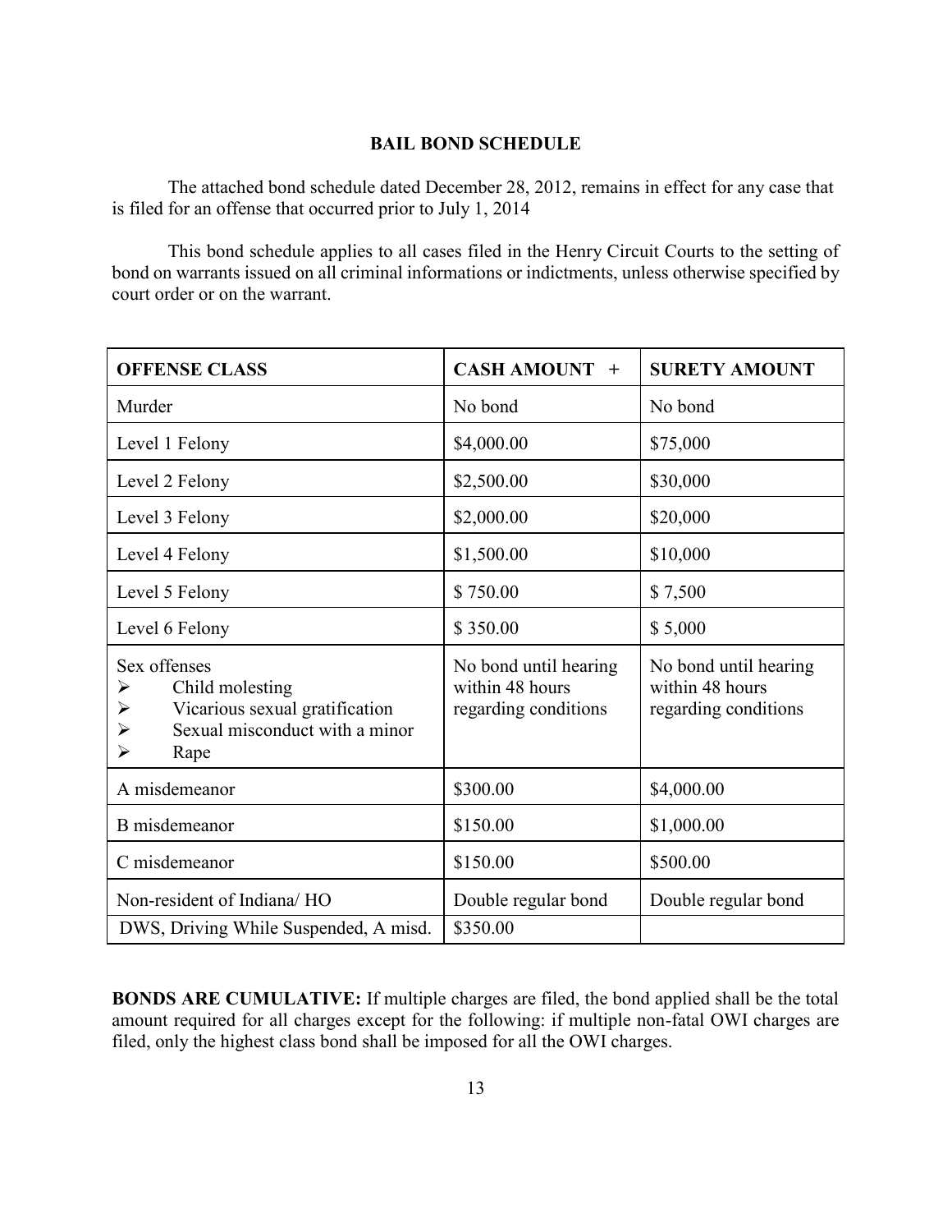## BAIL BOND SCHEDULE

The attached bond schedule dated December 28, 2012, remains in effect for any case that is filed for an offense that occurred prior to July 1, 2014

This bond schedule applies to all cases filed in the Henry Circuit Courts to the setting of bond on warrants issued on all criminal informations or indictments, unless otherwise specified by court order or on the warrant.

| OFFENSE CLASS | CASH AMOUNT + | SURETY AMOUNT |
|---|---|---|
| Murder | No bond | No bond |
| Level 1 Felony | $4,000.00 | $75,000 |
| Level 2 Felony | $2,500.00 | $30,000 |
| Level 3 Felony | $2,000.00 | $20,000 |
| Level 4 Felony | $1,500.00 | $10,000 |
| Level 5 Felony | $ 750.00 | $ 7,500 |
| Level 6 Felony | $ 350.00 | $ 5,000 |
| Sex offenses<br>➢ Child molesting<br>➢ Vicarious sexual gratification<br>➢ Sexual misconduct with a minor<br>➢ Rape | No bond until hearing within 48 hours regarding conditions | No bond until hearing within 48 hours regarding conditions |
| A misdemeanor | $300.00 | $4,000.00 |
| B misdemeanor | $150.00 | $1,000.00 |
| C misdemeanor | $150.00 | $500.00 |
| Non-resident of Indiana/ HO | Double regular bond | Double regular bond |
| DWS, Driving While Suspended, A misd. | $350.00 | |

**BONDS ARE CUMULATIVE:** If multiple charges are filed, the bond applied shall be the total amount required for all charges except for the following: if multiple non-fatal OWI charges are filed, only the highest class bond shall be imposed for all the OWI charges.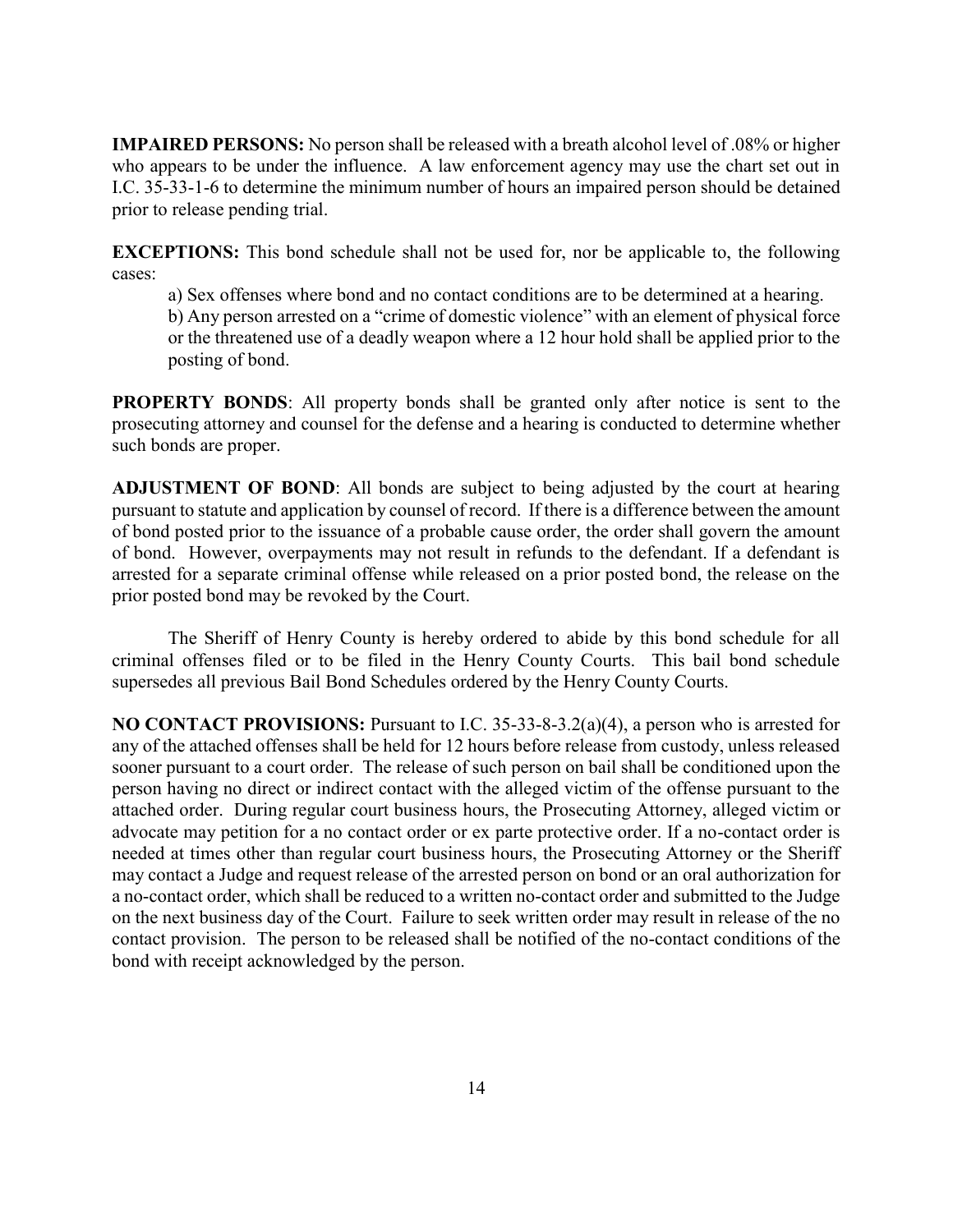**IMPAIRED PERSONS:** No person shall be released with a breath alcohol level of .08% or higher who appears to be under the influence. A law enforcement agency may use the chart set out in I.C. 35-33-1-6 to determine the minimum number of hours an impaired person should be detained prior to release pending trial.

**EXCEPTIONS:** This bond schedule shall not be used for, nor be applicable to, the following cases:

a) Sex offenses where bond and no contact conditions are to be determined at a hearing.

b) Any person arrested on a "crime of domestic violence" with an element of physical force or the threatened use of a deadly weapon where a 12 hour hold shall be applied prior to the posting of bond.

**PROPERTY BONDS**: All property bonds shall be granted only after notice is sent to the prosecuting attorney and counsel for the defense and a hearing is conducted to determine whether such bonds are proper.

**ADJUSTMENT OF BOND**: All bonds are subject to being adjusted by the court at hearing pursuant to statute and application by counsel of record. If there is a difference between the amount of bond posted prior to the issuance of a probable cause order, the order shall govern the amount of bond. However, overpayments may not result in refunds to the defendant. If a defendant is arrested for a separate criminal offense while released on a prior posted bond, the release on the prior posted bond may be revoked by the Court.

The Sheriff of Henry County is hereby ordered to abide by this bond schedule for all criminal offenses filed or to be filed in the Henry County Courts. This bail bond schedule supersedes all previous Bail Bond Schedules ordered by the Henry County Courts.

**NO CONTACT PROVISIONS:** Pursuant to I.C. 35-33-8-3.2(a)(4), a person who is arrested for any of the attached offenses shall be held for 12 hours before release from custody, unless released sooner pursuant to a court order. The release of such person on bail shall be conditioned upon the person having no direct or indirect contact with the alleged victim of the offense pursuant to the attached order. During regular court business hours, the Prosecuting Attorney, alleged victim or advocate may petition for a no contact order or ex parte protective order. If a no-contact order is needed at times other than regular court business hours, the Prosecuting Attorney or the Sheriff may contact a Judge and request release of the arrested person on bond or an oral authorization for a no-contact order, which shall be reduced to a written no-contact order and submitted to the Judge on the next business day of the Court. Failure to seek written order may result in release of the no contact provision. The person to be released shall be notified of the no-contact conditions of the bond with receipt acknowledged by the person.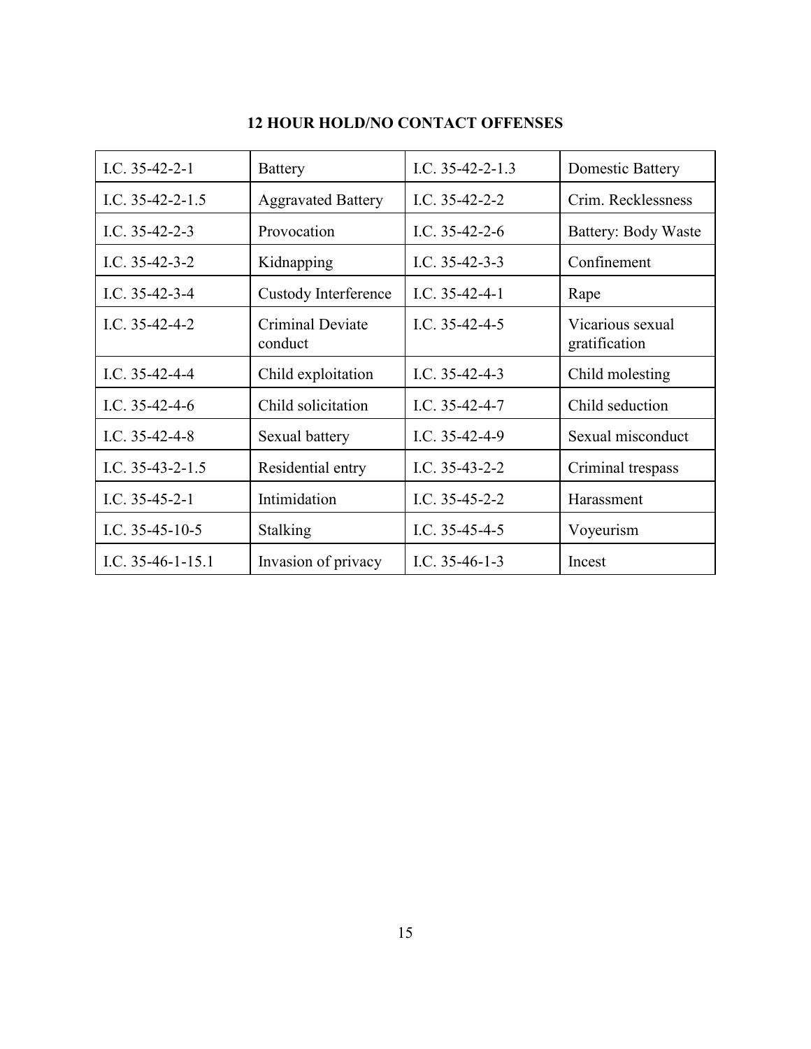**12 HOUR HOLD/NO CONTACT OFFENSES**

| | | | |
|---|---|---|---|
| I.C. 35-42-2-1 | Battery | I.C. 35-42-2-1.3 | Domestic Battery |
| I.C. 35-42-2-1.5 | Aggravated Battery | I.C. 35-42-2-2 | Crim. Recklessness |
| I.C. 35-42-2-3 | Provocation | I.C. 35-42-2-6 | Battery: Body Waste |
| I.C. 35-42-3-2 | Kidnapping | I.C. 35-42-3-3 | Confinement |
| I.C. 35-42-3-4 | Custody Interference | I.C. 35-42-4-1 | Rape |
| I.C. 35-42-4-2 | Criminal Deviate conduct | I.C. 35-42-4-5 | Vicarious sexual gratification |
| I.C. 35-42-4-4 | Child exploitation | I.C. 35-42-4-3 | Child molesting |
| I.C. 35-42-4-6 | Child solicitation | I.C. 35-42-4-7 | Child seduction |
| I.C. 35-42-4-8 | Sexual battery | I.C. 35-42-4-9 | Sexual misconduct |
| I.C. 35-43-2-1.5 | Residential entry | I.C. 35-43-2-2 | Criminal trespass |
| I.C. 35-45-2-1 | Intimidation | I.C. 35-45-2-2 | Harassment |
| I.C. 35-45-10-5 | Stalking | I.C. 35-45-4-5 | Voyeurism |
| I.C. 35-46-1-15.1 | Invasion of privacy | I.C. 35-46-1-3 | Incest |